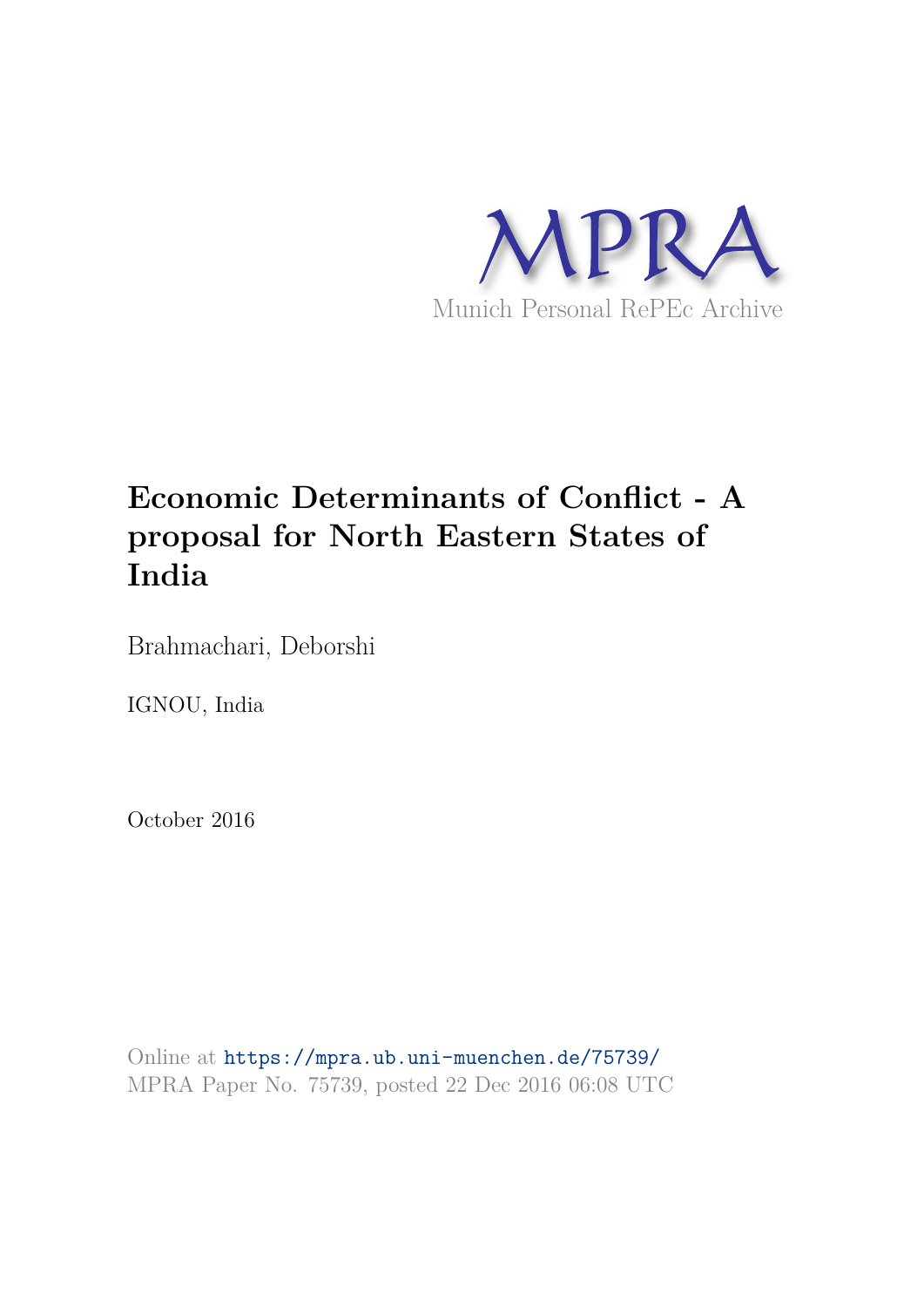MPRA

Munich Personal RePEc Archive

# Economic Determinants of Conflict - A proposal for North Eastern States of India

Brahmachari, Deborshi

IGNOU, India

October 2016

Online at https://mpra.ub.uni-muenchen.de/75739/
MPRA Paper No. 75739, posted 22 Dec 2016 06:08 UTC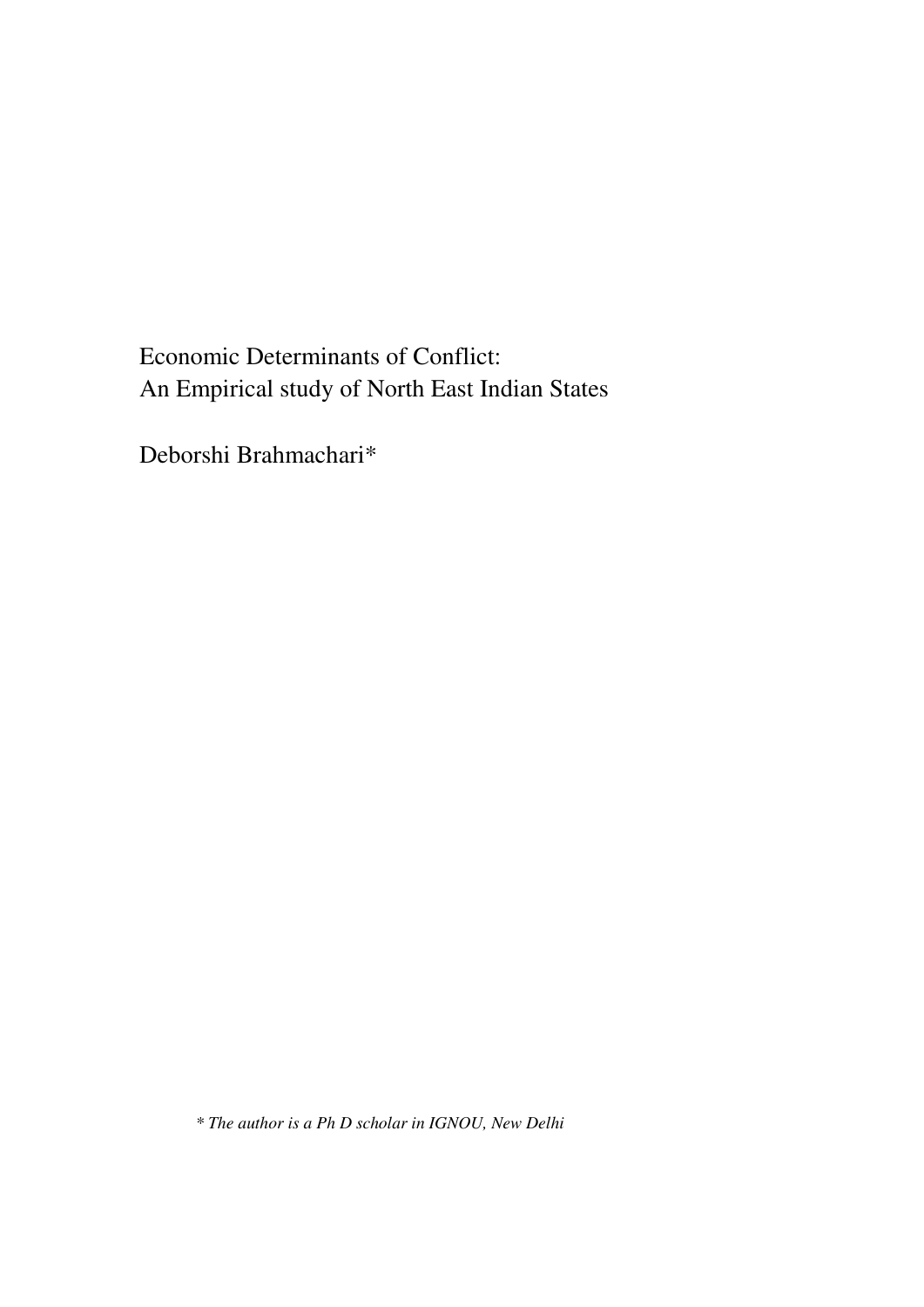# Economic Determinants of Conflict: An Empirical study of North East Indian States

Deborshi Brahmachari*

*\* The author is a Ph D scholar in IGNOU, New Delhi*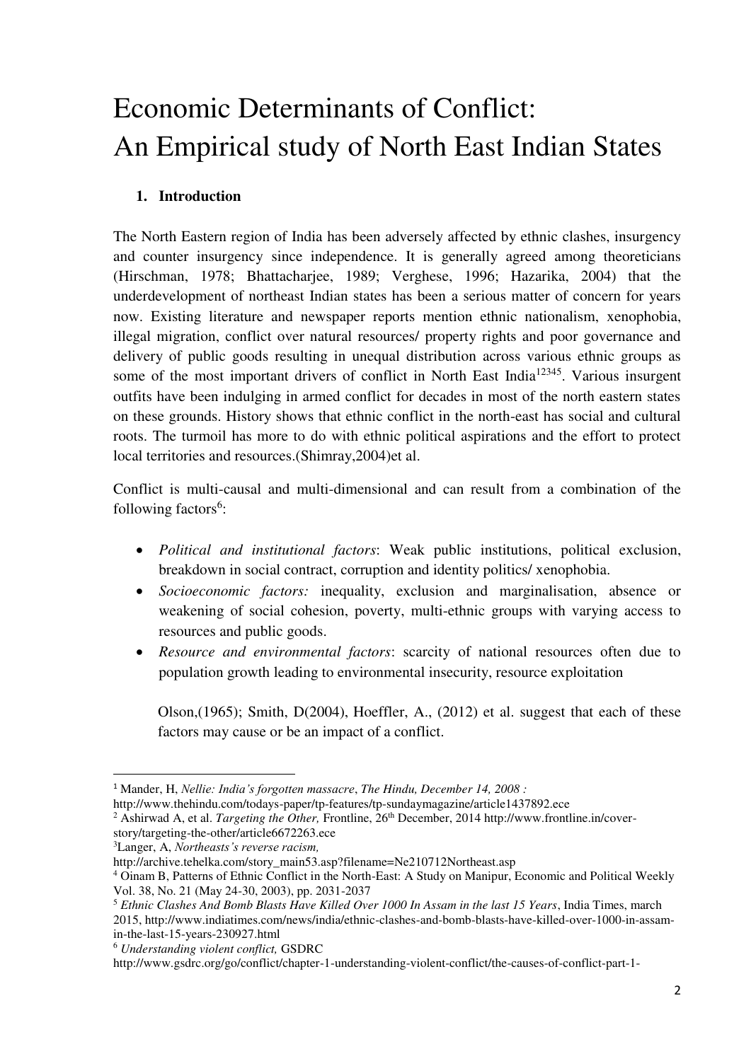# Economic Determinants of Conflict: An Empirical study of North East Indian States

## 1. Introduction

The North Eastern region of India has been adversely affected by ethnic clashes, insurgency and counter insurgency since independence. It is generally agreed among theoreticians (Hirschman, 1978; Bhattacharjee, 1989; Verghese, 1996; Hazarika, 2004) that the underdevelopment of northeast Indian states has been a serious matter of concern for years now. Existing literature and newspaper reports mention ethnic nationalism, xenophobia, illegal migration, conflict over natural resources/ property rights and poor governance and delivery of public goods resulting in unequal distribution across various ethnic groups as some of the most important drivers of conflict in North East India[1][2][3][4][5]. Various insurgent outfits have been indulging in armed conflict for decades in most of the north eastern states on these grounds. History shows that ethnic conflict in the north-east has social and cultural roots. The turmoil has more to do with ethnic political aspirations and the effort to protect local territories and resources.(Shimray,2004)et al.

Conflict is multi-causal and multi-dimensional and can result from a combination of the following factors[6]:

- *Political and institutional factors*: Weak public institutions, political exclusion, breakdown in social contract, corruption and identity politics/ xenophobia.
- *Socioeconomic factors:* inequality, exclusion and marginalisation, absence or weakening of social cohesion, poverty, multi-ethnic groups with varying access to resources and public goods.
- *Resource and environmental factors*: scarcity of national resources often due to population growth leading to environmental insecurity, resource exploitation

  Olson,(1965); Smith, D(2004), Hoeffler, A., (2012) et al. suggest that each of these factors may cause or be an impact of a conflict.

---

[1] Mander, H, *Nellie: India's forgotten massacre*, *The Hindu, December 14, 2008 :* http://www.thehindu.com/todays-paper/tp-features/tp-sundaymagazine/article1437892.ece

[2] Ashirwad A, et al. *Targeting the Other,* Frontline, 26th December, 2014 http://www.frontline.in/cover-story/targeting-the-other/article6672263.ece

[3] Langer, A, *Northeasts's reverse racism,* http://archive.tehelka.com/story_main53.asp?filename=Ne210712Northeast.asp

[4] Oinam B, Patterns of Ethnic Conflict in the North-East: A Study on Manipur, Economic and Political Weekly Vol. 38, No. 21 (May 24-30, 2003), pp. 2031-2037

[5] *Ethnic Clashes And Bomb Blasts Have Killed Over 1000 In Assam in the last 15 Years*, India Times, march 2015, http://www.indiatimes.com/news/india/ethnic-clashes-and-bomb-blasts-have-killed-over-1000-in-assam-in-the-last-15-years-230927.html

[6] *Understanding violent conflict,* GSDRC http://www.gsdrc.org/go/conflict/chapter-1-understanding-violent-conflict/the-causes-of-conflict-part-1-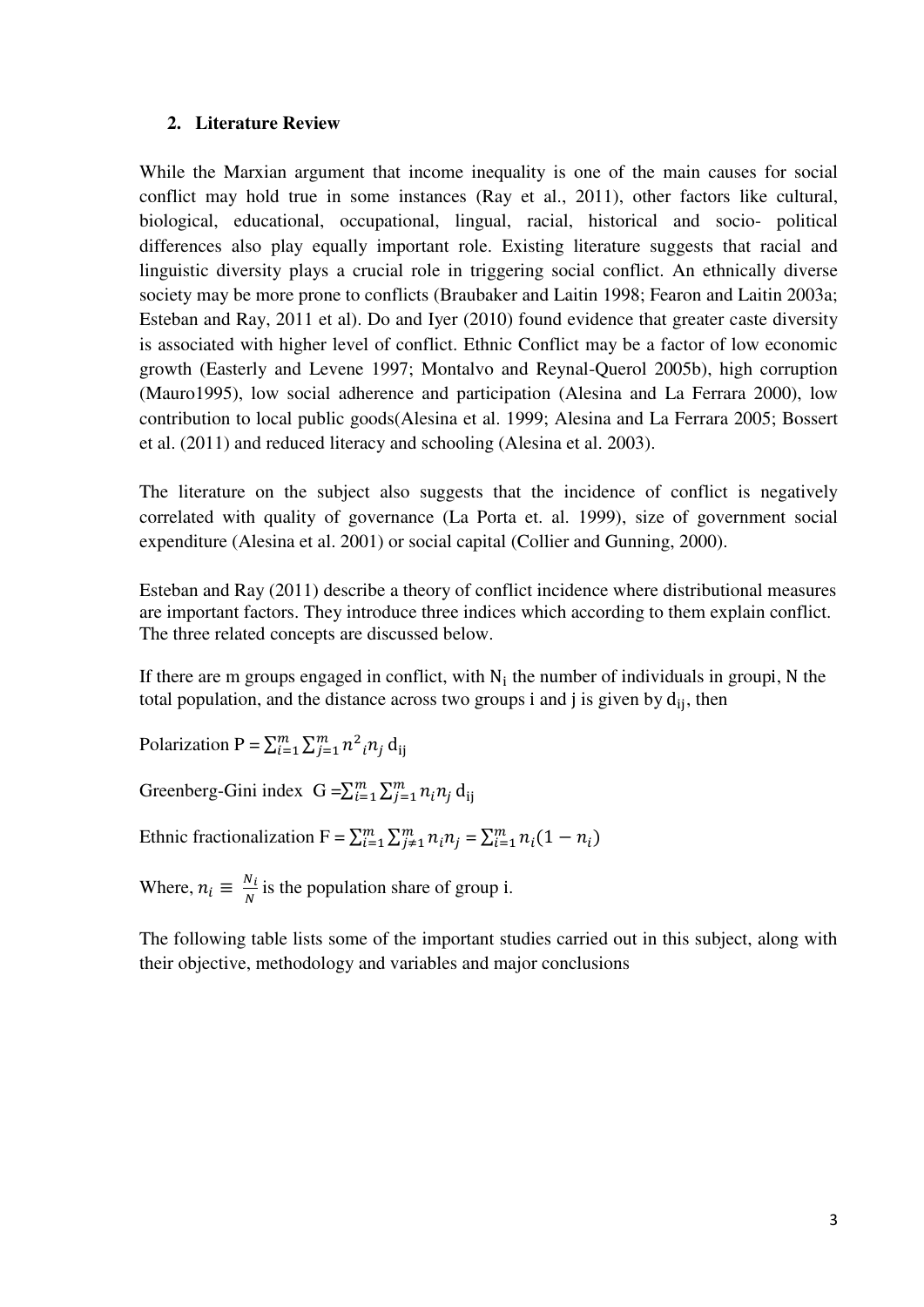## 2. Literature Review

While the Marxian argument that income inequality is one of the main causes for social conflict may hold true in some instances (Ray et al., 2011), other factors like cultural, biological, educational, occupational, lingual, racial, historical and socio- political differences also play equally important role. Existing literature suggests that racial and linguistic diversity plays a crucial role in triggering social conflict. An ethnically diverse society may be more prone to conflicts (Braubaker and Laitin 1998; Fearon and Laitin 2003a; Esteban and Ray, 2011 et al). Do and Iyer (2010) found evidence that greater caste diversity is associated with higher level of conflict. Ethnic Conflict may be a factor of low economic growth (Easterly and Levene 1997; Montalvo and Reynal-Querol 2005b), high corruption (Mauro1995), low social adherence and participation (Alesina and La Ferrara 2000), low contribution to local public goods(Alesina et al. 1999; Alesina and La Ferrara 2005; Bossert et al. (2011) and reduced literacy and schooling (Alesina et al. 2003).

The literature on the subject also suggests that the incidence of conflict is negatively correlated with quality of governance (La Porta et. al. 1999), size of government social expenditure (Alesina et al. 2001) or social capital (Collier and Gunning, 2000).

Esteban and Ray (2011) describe a theory of conflict incidence where distributional measures are important factors. They introduce three indices which according to them explain conflict. The three related concepts are discussed below.

If there are m groups engaged in conflict, with $N_i$ the number of individuals in groupi, N the total population, and the distance across two groups i and j is given by $d_{ij}$, then

Polarization $P = \sum_{i=1}^{m} \sum_{j=1}^{m} n^2{}_i n_j \, d_{ij}$

Greenberg-Gini index $G = \sum_{i=1}^{m} \sum_{j=1}^{m} n_i n_j \, d_{ij}$

Ethnic fractionalization $F = \sum_{i=1}^{m} \sum_{j \neq 1}^{m} n_i n_j = \sum_{i=1}^{m} n_i (1 - n_i)$

Where, $n_i \equiv \frac{N_i}{N}$ is the population share of group i.

The following table lists some of the important studies carried out in this subject, along with their objective, methodology and variables and major conclusions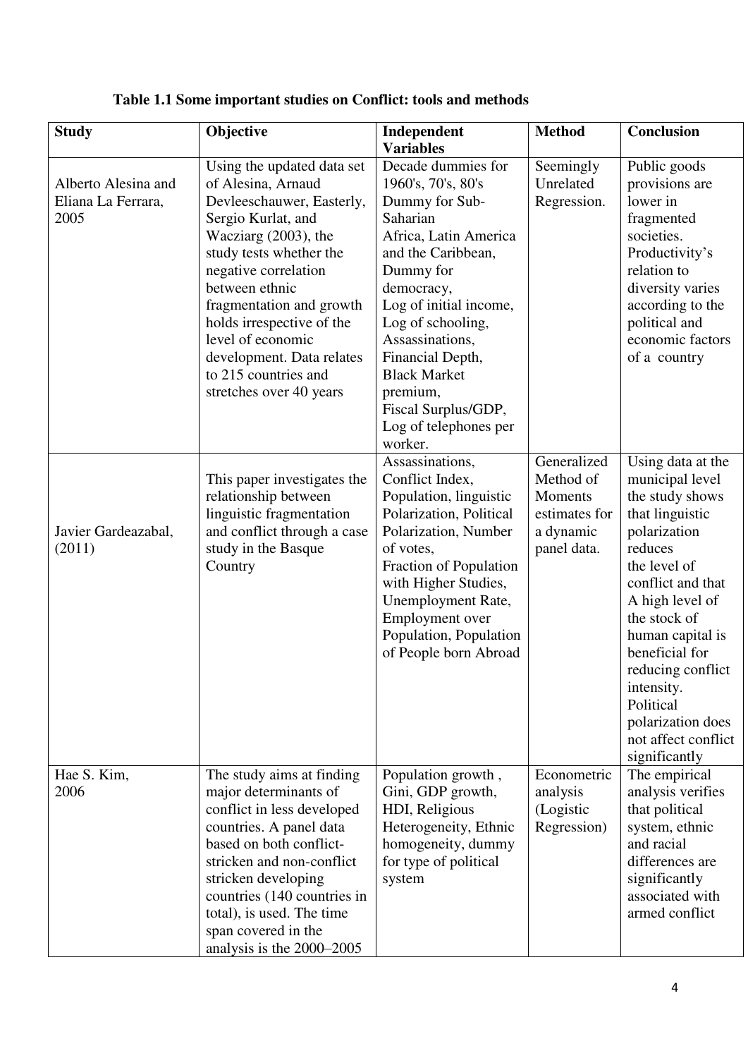**Table 1.1 Some important studies on Conflict: tools and methods**

| Study | Objective | Independent Variables | Method | Conclusion |
|---|---|---|---|---|
| Alberto Alesina and Eliana La Ferrara, 2005 | Using the updated data set of Alesina, Arnaud Devleeschauwer, Easterly, Sergio Kurlat, and Wacziarg (2003), the study tests whether the negative correlation between ethnic fragmentation and growth holds irrespective of the level of economic development. Data relates to 215 countries and stretches over 40 years | Decade dummies for 1960's, 70's, 80's Dummy for Sub-Saharian Africa, Latin America and the Caribbean, Dummy for democracy, Log of initial income, Log of schooling, Assassinations, Financial Depth, Black Market premium, Fiscal Surplus/GDP, Log of telephones per worker. | Seemingly Unrelated Regression. | Public goods provisions are lower in fragmented societies. Productivity's relation to diversity varies according to the political and economic factors of a country |
| Javier Gardeazabal, (2011) | This paper investigates the relationship between linguistic fragmentation and conflict through a case study in the Basque Country | Assassinations, Conflict Index, Population, linguistic Polarization, Political Polarization, Number of votes, Fraction of Population with Higher Studies, Unemployment Rate, Employment over Population, Population of People born Abroad | Generalized Method of Moments estimates for a dynamic panel data. | Using data at the municipal level the study shows that linguistic polarization reduces the level of conflict and that A high level of the stock of human capital is beneficial for reducing conflict intensity. Political polarization does not affect conflict significantly |
| Hae S. Kim, 2006 | The study aims at finding major determinants of conflict in less developed countries. A panel data based on both conflict-stricken and non-conflict stricken developing countries (140 countries in total), is used. The time span covered in the analysis is the 2000–2005 | Population growth , Gini, GDP growth, HDI, Religious Heterogeneity, Ethnic homogeneity, dummy for type of political system | Econometric analysis (Logistic Regression) | The empirical analysis verifies that political system, ethnic and racial differences are significantly associated with armed conflict |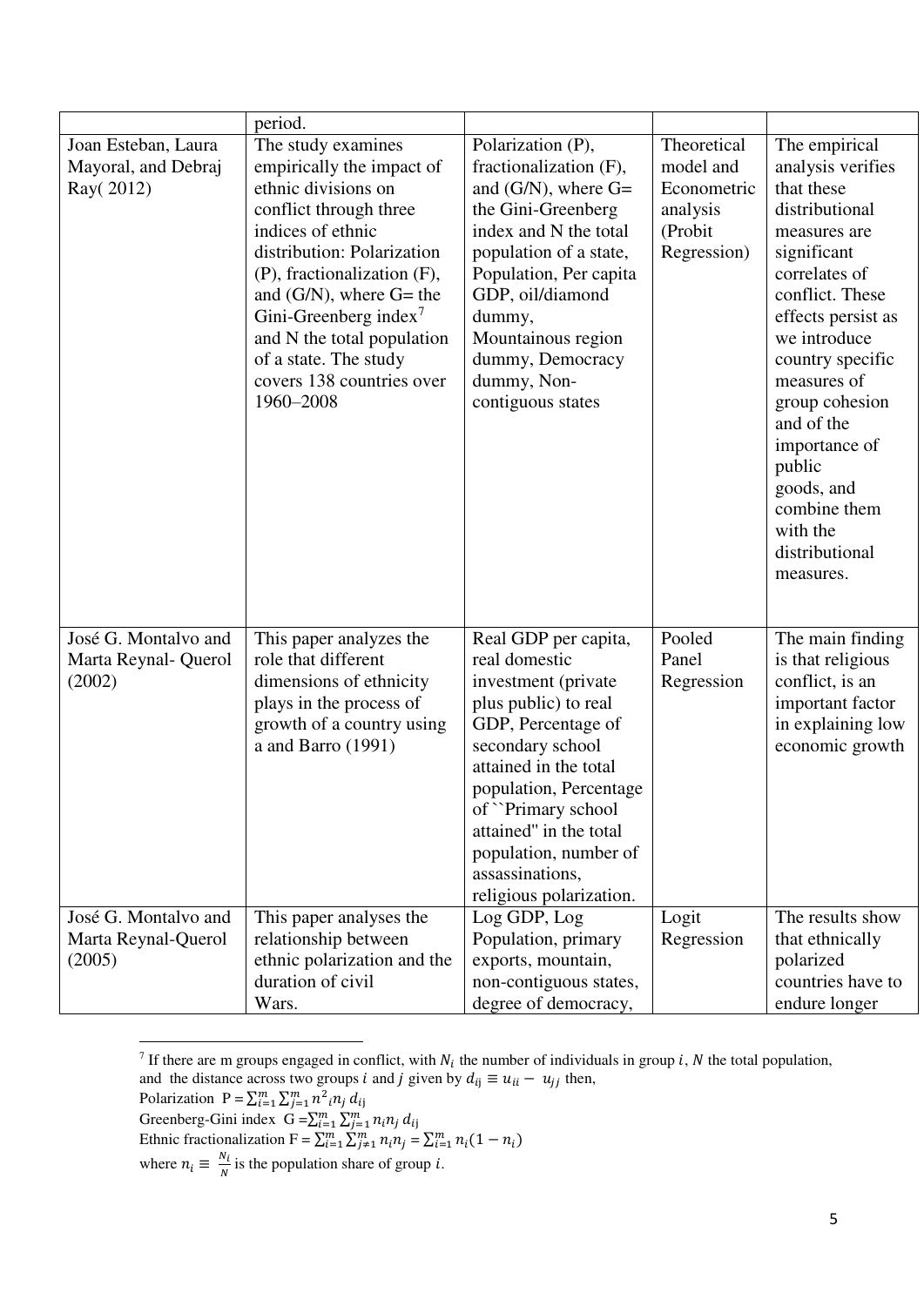| | period. | | | |
|---|---|---|---|---|
| Joan Esteban, Laura Mayoral, and Debraj Ray( 2012) | The study examines empirically the impact of ethnic divisions on conflict through three indices of ethnic distribution: Polarization (P), fractionalization (F), and (G/N), where G= the Gini-Greenberg index[7] and N the total population of a state. The study covers 138 countries over 1960–2008 | Polarization (P), fractionalization (F), and (G/N), where G= the Gini-Greenberg index and N the total population of a state, Population, Per capita GDP, oil/diamond dummy, Mountainous region dummy, Democracy dummy, Non-contiguous states | Theoretical model and Econometric analysis (Probit Regression) | The empirical analysis verifies that these distributional measures are significant correlates of conflict. These effects persist as we introduce country specific measures of group cohesion and of the importance of public goods, and combine them with the distributional measures. |
| José G. Montalvo and Marta Reynal- Querol (2002) | This paper analyzes the role that different dimensions of ethnicity plays in the process of growth of a country using a and Barro (1991) | Real GDP per capita, real domestic investment (private plus public) to real GDP, Percentage of secondary school attained in the total population, Percentage of ``Primary school attained'' in the total population, number of assassinations, religious polarization. | Pooled Panel Regression | The main finding is that religious conflict, is an important factor in explaining low economic growth |
| José G. Montalvo and Marta Reynal-Querol (2005) | This paper analyses the relationship between ethnic polarization and the duration of civil Wars. | Log GDP, Log Population, primary exports, mountain, non-contiguous states, degree of democracy, | Logit Regression | The results show that ethnically polarized countries have to endure longer |

[7] If there are m groups engaged in conflict, with $N_i$ the number of individuals in group $i$, $N$ the total population, and the distance across two groups $i$ and $j$ given by $d_{ij} \equiv u_{ii} - u_{jj}$ then,

Polarization $P = \sum_{i=1}^{m} \sum_{j=1}^{m} n^2{}_i n_j \, d_{ij}$

Greenberg-Gini index $G = \sum_{i=1}^{m} \sum_{j=1}^{m} n_i n_j \, d_{ij}$

Ethnic fractionalization $F = \sum_{i=1}^{m} \sum_{j \neq 1}^{m} n_i n_j = \sum_{i=1}^{m} n_i (1 - n_i)$

where $n_i \equiv \frac{N_i}{N}$ is the population share of group $i$.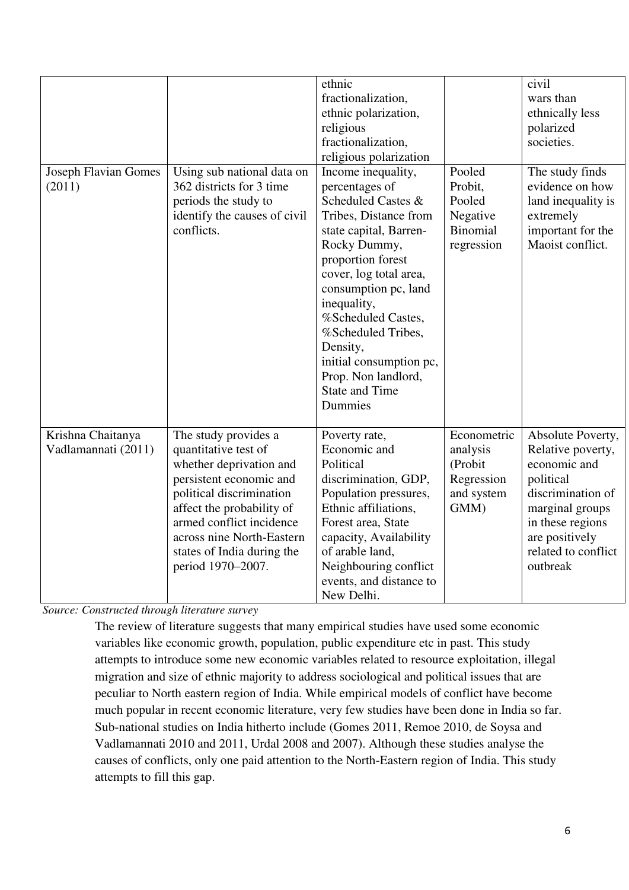|  |  | ethnic fractionalization, ethnic polarization, religious fractionalization, religious polarization |  | civil wars than ethnically less polarized societies. |
|---|---|---|---|---|
| Joseph Flavian Gomes (2011) | Using sub national data on 362 districts for 3 time periods the study to identify the causes of civil conflicts. | Income inequality, percentages of Scheduled Castes & Tribes, Distance from state capital, Barren-Rocky Dummy, proportion forest cover, log total area, consumption pc, land inequality, %Scheduled Castes, %Scheduled Tribes, Density, initial consumption pc, Prop. Non landlord, State and Time Dummies | Pooled Probit, Pooled Negative Binomial regression | The study finds evidence on how land inequality is extremely important for the Maoist conflict. |
| Krishna Chaitanya Vadlamannati (2011) | The study provides a quantitative test of whether deprivation and persistent economic and political discrimination affect the probability of armed conflict incidence across nine North-Eastern states of India during the period 1970–2007. | Poverty rate, Economic and Political discrimination, GDP, Population pressures, Ethnic affiliations, Forest area, State capacity, Availability of arable land, Neighbouring conflict events, and distance to New Delhi. | Econometric analysis (Probit Regression and system GMM) | Absolute Poverty, Relative poverty, economic and political discrimination of marginal groups in these regions are positively related to conflict outbreak |

*Source: Constructed through literature survey*

The review of literature suggests that many empirical studies have used some economic variables like economic growth, population, public expenditure etc in past. This study attempts to introduce some new economic variables related to resource exploitation, illegal migration and size of ethnic majority to address sociological and political issues that are peculiar to North eastern region of India. While empirical models of conflict have become much popular in recent economic literature, very few studies have been done in India so far. Sub-national studies on India hitherto include (Gomes 2011, Remoe 2010, de Soysa and Vadlamannati 2010 and 2011, Urdal 2008 and 2007). Although these studies analyse the causes of conflicts, only one paid attention to the North-Eastern region of India. This study attempts to fill this gap.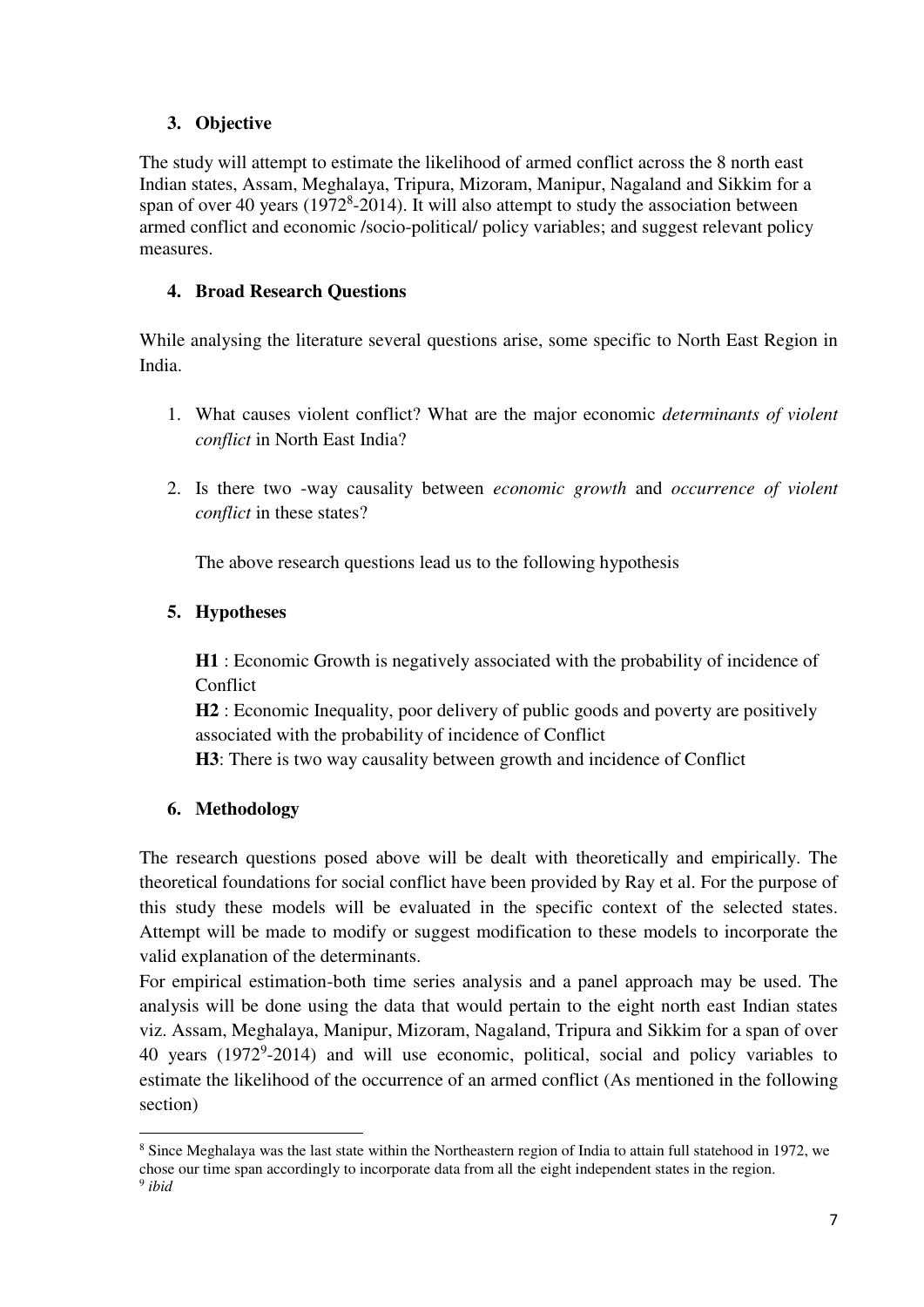## 3. Objective

The study will attempt to estimate the likelihood of armed conflict across the 8 north east Indian states, Assam, Meghalaya, Tripura, Mizoram, Manipur, Nagaland and Sikkim for a span of over 40 years (1972[8]-2014). It will also attempt to study the association between armed conflict and economic /socio-political/ policy variables; and suggest relevant policy measures.

## 4. Broad Research Questions

While analysing the literature several questions arise, some specific to North East Region in India.

1. What causes violent conflict? What are the major economic *determinants of violent conflict* in North East India?

2. Is there two -way causality between *economic growth* and *occurrence of violent conflict* in these states?

   The above research questions lead us to the following hypothesis

## 5. Hypotheses

**H1** : Economic Growth is negatively associated with the probability of incidence of Conflict

**H2** : Economic Inequality, poor delivery of public goods and poverty are positively associated with the probability of incidence of Conflict

**H3**: There is two way causality between growth and incidence of Conflict

## 6. Methodology

The research questions posed above will be dealt with theoretically and empirically. The theoretical foundations for social conflict have been provided by Ray et al. For the purpose of this study these models will be evaluated in the specific context of the selected states. Attempt will be made to modify or suggest modification to these models to incorporate the valid explanation of the determinants.

For empirical estimation-both time series analysis and a panel approach may be used. The analysis will be done using the data that would pertain to the eight north east Indian states viz. Assam, Meghalaya, Manipur, Mizoram, Nagaland, Tripura and Sikkim for a span of over 40 years (1972[9]-2014) and will use economic, political, social and policy variables to estimate the likelihood of the occurrence of an armed conflict (As mentioned in the following section)

---

[8] Since Meghalaya was the last state within the Northeastern region of India to attain full statehood in 1972, we chose our time span accordingly to incorporate data from all the eight independent states in the region.

[9] *ibid*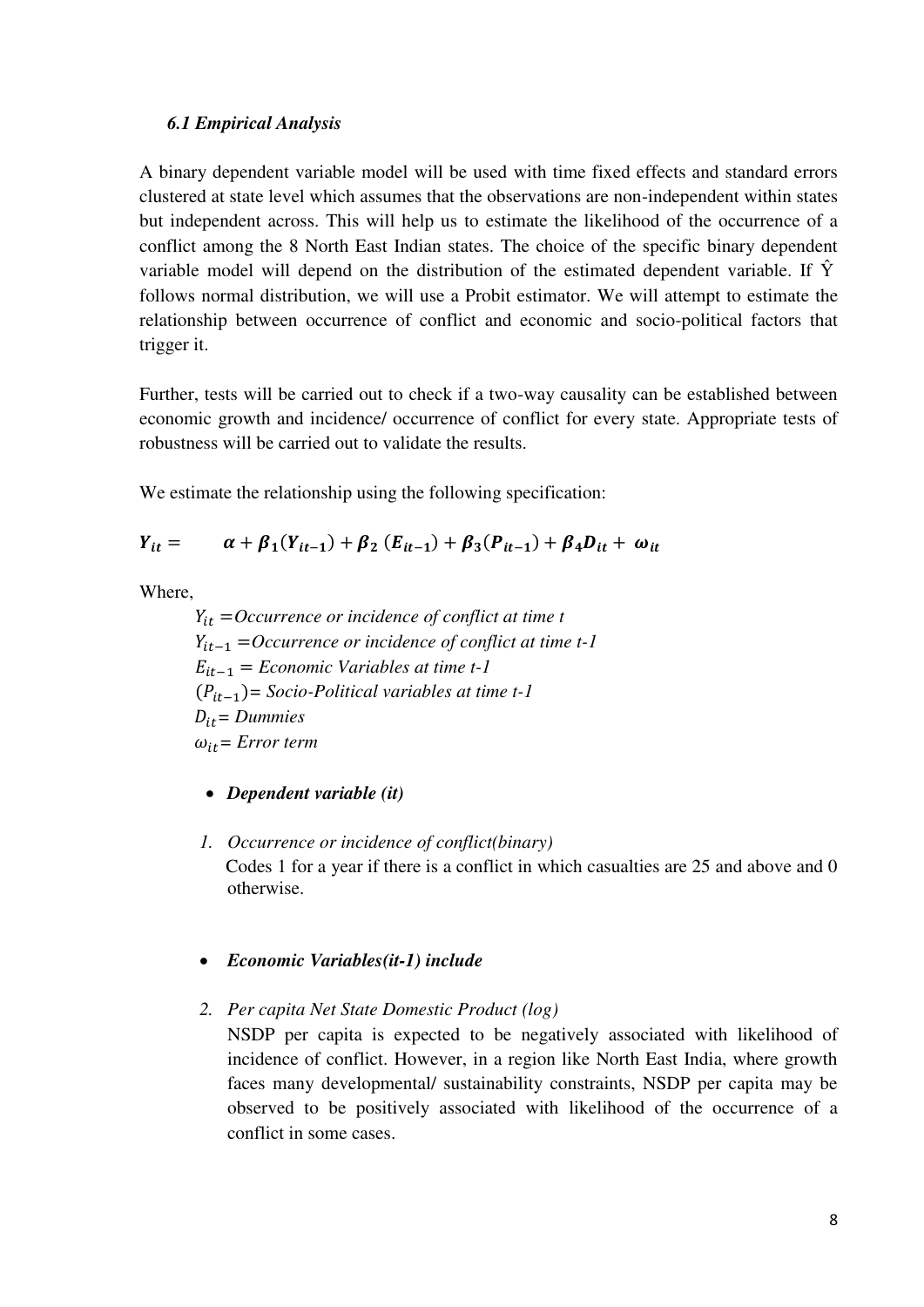### *6.1 Empirical Analysis*

A binary dependent variable model will be used with time fixed effects and standard errors clustered at state level which assumes that the observations are non-independent within states but independent across. This will help us to estimate the likelihood of the occurrence of a conflict among the 8 North East Indian states. The choice of the specific binary dependent variable model will depend on the distribution of the estimated dependent variable. If $\hat{Y}$ follows normal distribution, we will use a Probit estimator. We will attempt to estimate the relationship between occurrence of conflict and economic and socio-political factors that trigger it.

Further, tests will be carried out to check if a two-way causality can be established between economic growth and incidence/ occurrence of conflict for every state. Appropriate tests of robustness will be carried out to validate the results.

We estimate the relationship using the following specification:

$$\boldsymbol{Y_{it} = \alpha + \beta_1(Y_{it-1}) + \beta_2\,(E_{it-1}) + \beta_3(P_{it-1}) + \beta_4 D_{it} + \omega_{it}}$$

Where,

$Y_{it}$ =*Occurrence or incidence of conflict at time t*
$Y_{it-1}$ =*Occurrence or incidence of conflict at time t-1*
$E_{it-1}$ = *Economic Variables at time t-1*
$(P_{it-1})$= *Socio-Political variables at time t-1*
$D_{it}$= *Dummies*
$\omega_{it}$= *Error term*

- ***Dependent variable (it)***

1. *Occurrence or incidence of conflict(binary)*
   Codes 1 for a year if there is a conflict in which casualties are 25 and above and 0 otherwise.

- ***Economic Variables(it-1) include***

2. *Per capita Net State Domestic Product (log)*
   NSDP per capita is expected to be negatively associated with likelihood of incidence of conflict. However, in a region like North East India, where growth faces many developmental/ sustainability constraints, NSDP per capita may be observed to be positively associated with likelihood of the occurrence of a conflict in some cases.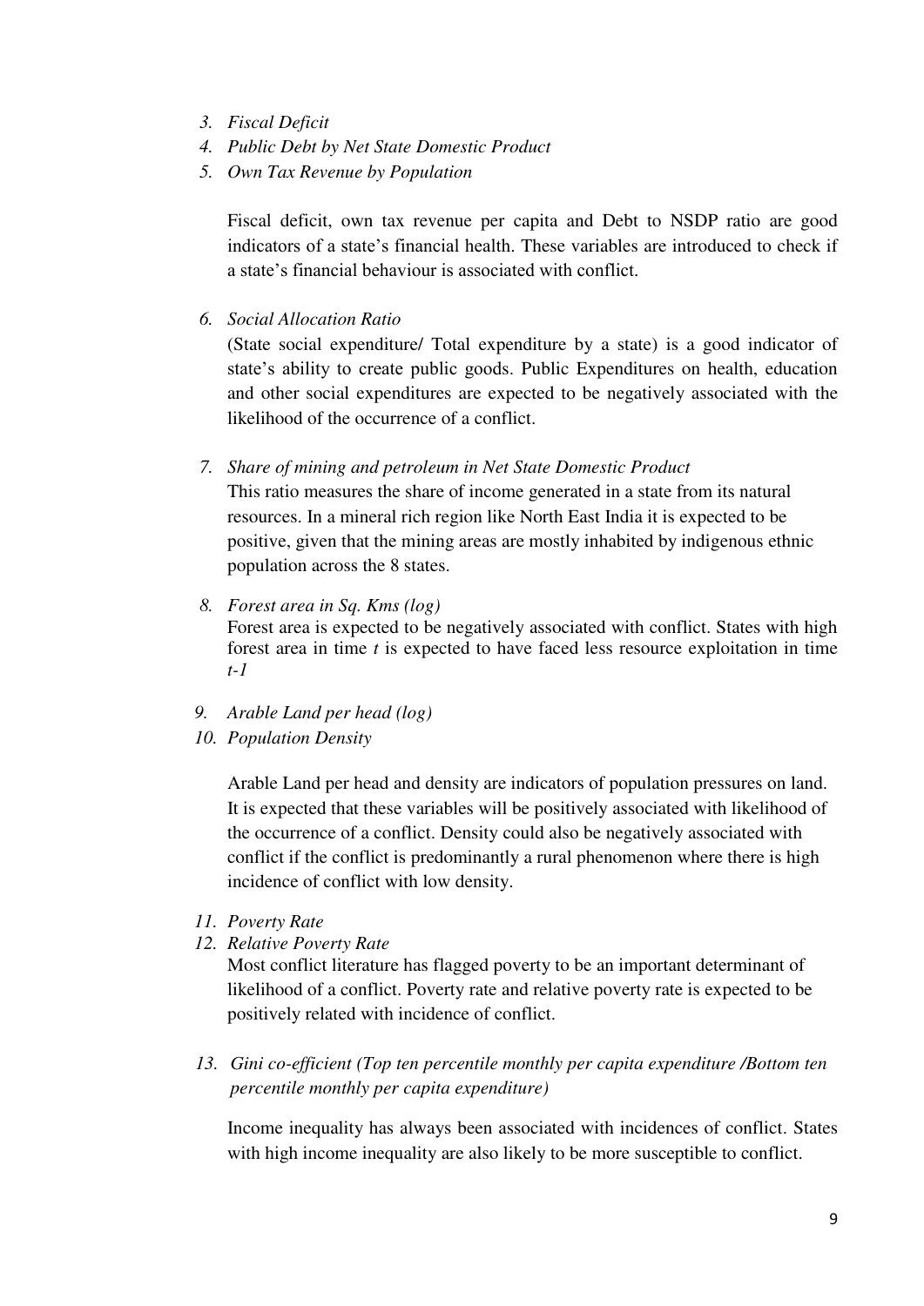3. *Fiscal Deficit*
4. *Public Debt by Net State Domestic Product*
5. *Own Tax Revenue by Population*

   Fiscal deficit, own tax revenue per capita and Debt to NSDP ratio are good indicators of a state's financial health. These variables are introduced to check if a state's financial behaviour is associated with conflict.

6. *Social Allocation Ratio*

   (State social expenditure/ Total expenditure by a state) is a good indicator of state's ability to create public goods. Public Expenditures on health, education and other social expenditures are expected to be negatively associated with the likelihood of the occurrence of a conflict.

7. *Share of mining and petroleum in Net State Domestic Product*

   This ratio measures the share of income generated in a state from its natural resources. In a mineral rich region like North East India it is expected to be positive, given that the mining areas are mostly inhabited by indigenous ethnic population across the 8 states.

8. *Forest area in Sq. Kms (log)*

   Forest area is expected to be negatively associated with conflict. States with high forest area in time *t* is expected to have faced less resource exploitation in time *t-1*

9. *Arable Land per head (log)*
10. *Population Density*

    Arable Land per head and density are indicators of population pressures on land. It is expected that these variables will be positively associated with likelihood of the occurrence of a conflict. Density could also be negatively associated with conflict if the conflict is predominantly a rural phenomenon where there is high incidence of conflict with low density.

11. *Poverty Rate*
12. *Relative Poverty Rate*

    Most conflict literature has flagged poverty to be an important determinant of likelihood of a conflict. Poverty rate and relative poverty rate is expected to be positively related with incidence of conflict.

13. *Gini co-efficient (Top ten percentile monthly per capita expenditure /Bottom ten percentile monthly per capita expenditure)*

    Income inequality has always been associated with incidences of conflict. States with high income inequality are also likely to be more susceptible to conflict.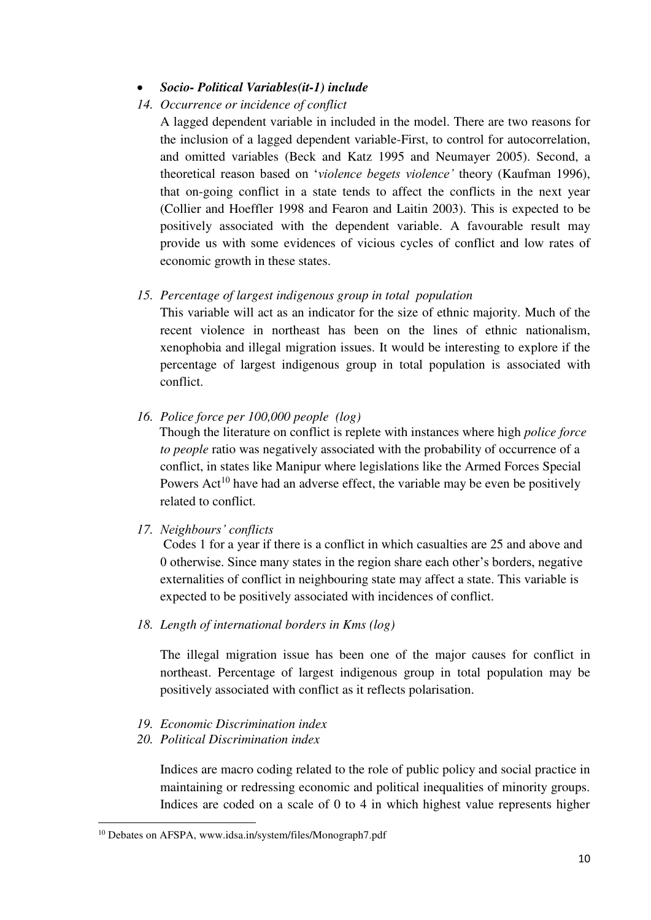- ***Socio- Political Variables(it-1) include***

*14. Occurrence or incidence of conflict*

A lagged dependent variable in included in the model. There are two reasons for the inclusion of a lagged dependent variable-First, to control for autocorrelation, and omitted variables (Beck and Katz 1995 and Neumayer 2005). Second, a theoretical reason based on '*violence begets violence'* theory (Kaufman 1996), that on-going conflict in a state tends to affect the conflicts in the next year (Collier and Hoeffler 1998 and Fearon and Laitin 2003). This is expected to be positively associated with the dependent variable. A favourable result may provide us with some evidences of vicious cycles of conflict and low rates of economic growth in these states.

*15. Percentage of largest indigenous group in total population*

This variable will act as an indicator for the size of ethnic majority. Much of the recent violence in northeast has been on the lines of ethnic nationalism, xenophobia and illegal migration issues. It would be interesting to explore if the percentage of largest indigenous group in total population is associated with conflict.

*16. Police force per 100,000 people (log)*

Though the literature on conflict is replete with instances where high *police force to people* ratio was negatively associated with the probability of occurrence of a conflict, in states like Manipur where legislations like the Armed Forces Special Powers Act[10] have had an adverse effect, the variable may be even be positively related to conflict.

*17. Neighbours' conflicts*

Codes 1 for a year if there is a conflict in which casualties are 25 and above and 0 otherwise. Since many states in the region share each other's borders, negative externalities of conflict in neighbouring state may affect a state. This variable is expected to be positively associated with incidences of conflict.

*18. Length of international borders in Kms (log)*

The illegal migration issue has been one of the major causes for conflict in northeast. Percentage of largest indigenous group in total population may be positively associated with conflict as it reflects polarisation.

*19. Economic Discrimination index*

*20. Political Discrimination index*

Indices are macro coding related to the role of public policy and social practice in maintaining or redressing economic and political inequalities of minority groups. Indices are coded on a scale of 0 to 4 in which highest value represents higher

[10] Debates on AFSPA, www.idsa.in/system/files/Monograph7.pdf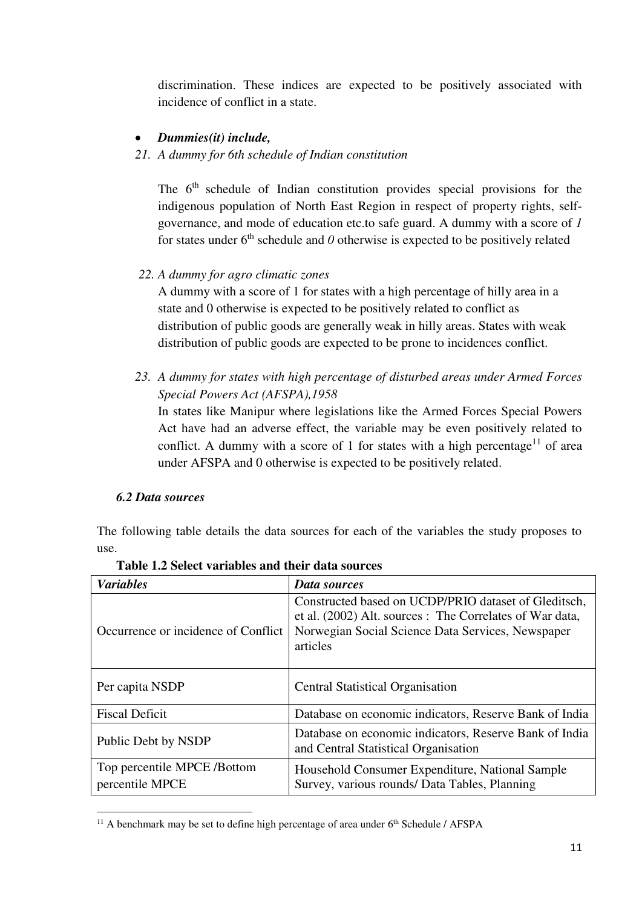discrimination. These indices are expected to be positively associated with incidence of conflict in a state.

- ***Dummies(it) include,***

*21. A dummy for 6th schedule of Indian constitution*

The 6th schedule of Indian constitution provides special provisions for the indigenous population of North East Region in respect of property rights, self-governance, and mode of education etc.to safe guard. A dummy with a score of *1* for states under 6th schedule and *0* otherwise is expected to be positively related

*22. A dummy for agro climatic zones*

A dummy with a score of 1 for states with a high percentage of hilly area in a state and 0 otherwise is expected to be positively related to conflict as distribution of public goods are generally weak in hilly areas. States with weak distribution of public goods are expected to be prone to incidences conflict.

*23. A dummy for states with high percentage of disturbed areas under Armed Forces Special Powers Act (AFSPA),1958*

In states like Manipur where legislations like the Armed Forces Special Powers Act have had an adverse effect, the variable may be even positively related to conflict. A dummy with a score of 1 for states with a high percentage[11] of area under AFSPA and 0 otherwise is expected to be positively related.

### *6.2 Data sources*

The following table details the data sources for each of the variables the study proposes to use.

**Table 1.2 Select variables and their data sources**

| *Variables* | *Data sources* |
|---|---|
| Occurrence or incidence of Conflict | Constructed based on UCDP/PRIO dataset of Gleditsch, et al. (2002) Alt. sources : The Correlates of War data, Norwegian Social Science Data Services, Newspaper articles |
| Per capita NSDP | Central Statistical Organisation |
| Fiscal Deficit | Database on economic indicators, Reserve Bank of India |
| Public Debt by NSDP | Database on economic indicators, Reserve Bank of India and Central Statistical Organisation |
| Top percentile MPCE /Bottom percentile MPCE | Household Consumer Expenditure, National Sample Survey, various rounds/ Data Tables, Planning |

[11] A benchmark may be set to define high percentage of area under 6th Schedule / AFSPA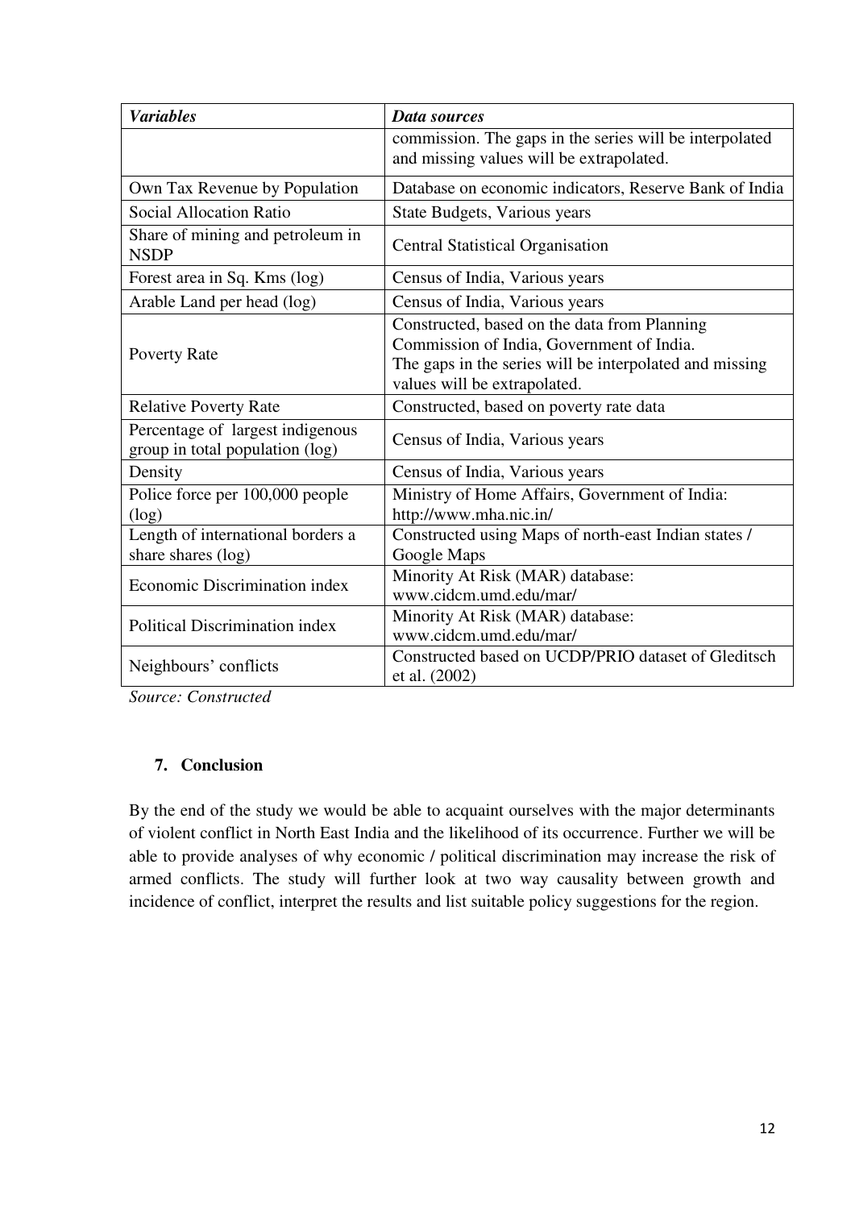| *Variables* | *Data sources* |
|---|---|
| | commission. The gaps in the series will be interpolated and missing values will be extrapolated. |
| Own Tax Revenue by Population | Database on economic indicators, Reserve Bank of India |
| Social Allocation Ratio | State Budgets, Various years |
| Share of mining and petroleum in NSDP | Central Statistical Organisation |
| Forest area in Sq. Kms (log) | Census of India, Various years |
| Arable Land per head (log) | Census of India, Various years |
| Poverty Rate | Constructed, based on the data from Planning Commission of India, Government of India. The gaps in the series will be interpolated and missing values will be extrapolated. |
| Relative Poverty Rate | Constructed, based on poverty rate data |
| Percentage of largest indigenous group in total population (log) | Census of India, Various years |
| Density | Census of India, Various years |
| Police force per 100,000 people (log) | Ministry of Home Affairs, Government of India: http://www.mha.nic.in/ |
| Length of international borders a share shares (log) | Constructed using Maps of north-east Indian states / Google Maps |
| Economic Discrimination index | Minority At Risk (MAR) database: www.cidcm.umd.edu/mar/ |
| Political Discrimination index | Minority At Risk (MAR) database: www.cidcm.umd.edu/mar/ |
| Neighbours' conflicts | Constructed based on UCDP/PRIO dataset of Gleditsch et al. (2002) |

*Source: Constructed*

## 7. Conclusion

By the end of the study we would be able to acquaint ourselves with the major determinants of violent conflict in North East India and the likelihood of its occurrence. Further we will be able to provide analyses of why economic / political discrimination may increase the risk of armed conflicts. The study will further look at two way causality between growth and incidence of conflict, interpret the results and list suitable policy suggestions for the region.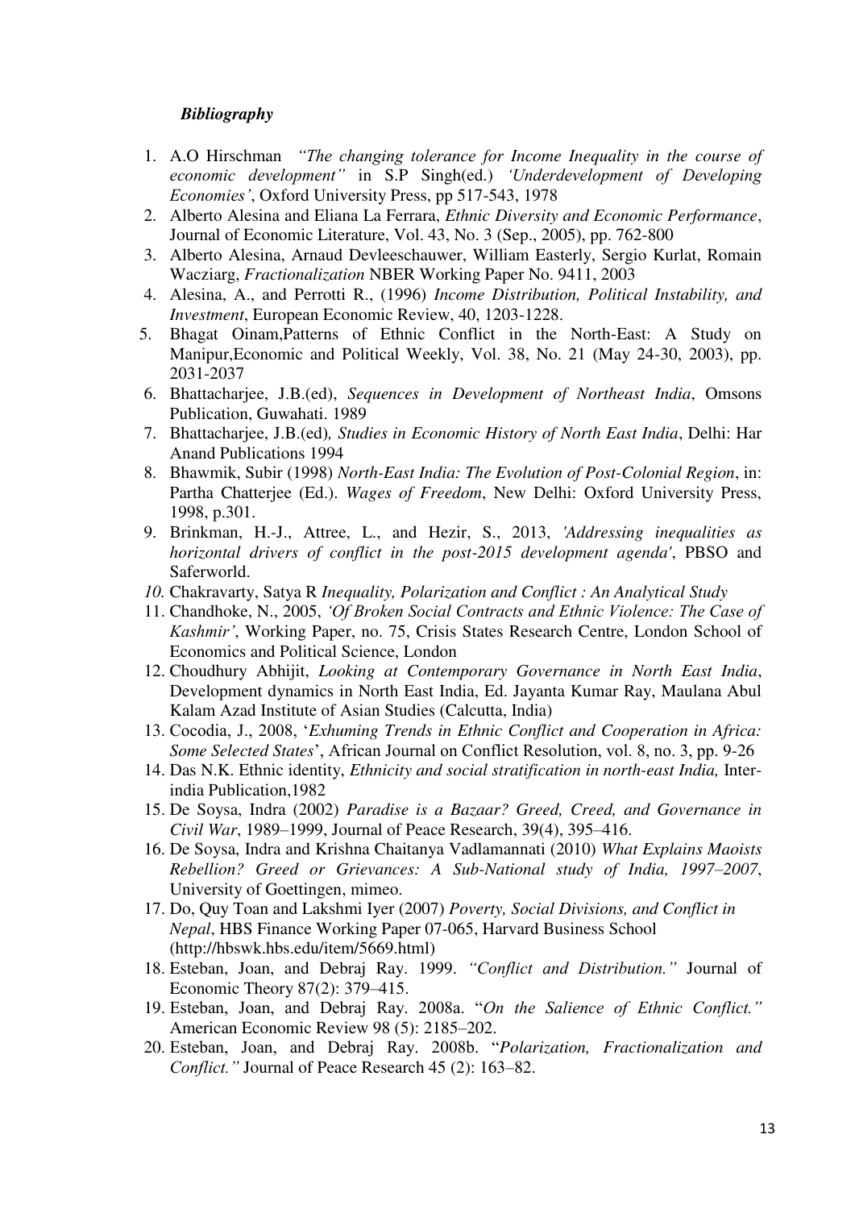***Bibliography***

1. A.O Hirschman *"The changing tolerance for Income Inequality in the course of economic development"* in S.P Singh(ed.) *'Underdevelopment of Developing Economies'*, Oxford University Press, pp 517-543, 1978
2. Alberto Alesina and Eliana La Ferrara, *Ethnic Diversity and Economic Performance*, Journal of Economic Literature, Vol. 43, No. 3 (Sep., 2005), pp. 762-800
3. Alberto Alesina, Arnaud Devleeschauwer, William Easterly, Sergio Kurlat, Romain Wacziarg, *Fractionalization* NBER Working Paper No. 9411, 2003
4. Alesina, A., and Perrotti R., (1996) *Income Distribution, Political Instability, and Investment*, European Economic Review, 40, 1203-1228.
5. Bhagat Oinam,Patterns of Ethnic Conflict in the North-East: A Study on Manipur,Economic and Political Weekly, Vol. 38, No. 21 (May 24-30, 2003), pp. 2031-2037
6. Bhattacharjee, J.B.(ed), *Sequences in Development of Northeast India*, Omsons Publication, Guwahati. 1989
7. Bhattacharjee, J.B.(ed)*, Studies in Economic History of North East India*, Delhi: Har Anand Publications 1994
8. Bhawmik, Subir (1998) *North-East India: The Evolution of Post-Colonial Region*, in: Partha Chatterjee (Ed.). *Wages of Freedom*, New Delhi: Oxford University Press, 1998, p.301.
9. Brinkman, H.-J., Attree, L., and Hezir, S., 2013, *'Addressing inequalities as horizontal drivers of conflict in the post-2015 development agenda'*, PBSO and Saferworld.
10. Chakravarty, Satya R *Inequality, Polarization and Conflict : An Analytical Study*
11. Chandhoke, N., 2005, *'Of Broken Social Contracts and Ethnic Violence: The Case of Kashmir'*, Working Paper, no. 75, Crisis States Research Centre, London School of Economics and Political Science, London
12. Choudhury Abhijit, *Looking at Contemporary Governance in North East India*, Development dynamics in North East India, Ed. Jayanta Kumar Ray, Maulana Abul Kalam Azad Institute of Asian Studies (Calcutta, India)
13. Cocodia, J., 2008, '*Exhuming Trends in Ethnic Conflict and Cooperation in Africa: Some Selected States*', African Journal on Conflict Resolution, vol. 8, no. 3, pp. 9-26
14. Das N.K. Ethnic identity, *Ethnicity and social stratification in north-east India,* Inter-india Publication,1982
15. De Soysa, Indra (2002) *Paradise is a Bazaar? Greed, Creed, and Governance in Civil War*, 1989–1999, Journal of Peace Research, 39(4), 395–416.
16. De Soysa, Indra and Krishna Chaitanya Vadlamannati (2010) *What Explains Maoists Rebellion? Greed or Grievances: A Sub-National study of India, 1997–2007*, University of Goettingen, mimeo.
17. Do, Quy Toan and Lakshmi Iyer (2007) *Poverty, Social Divisions, and Conflict in Nepal*, HBS Finance Working Paper 07-065, Harvard Business School (http://hbswk.hbs.edu/item/5669.html)
18. Esteban, Joan, and Debraj Ray. 1999. *"Conflict and Distribution."* Journal of Economic Theory 87(2): 379–415.
19. Esteban, Joan, and Debraj Ray. 2008a. "*On the Salience of Ethnic Conflict."* American Economic Review 98 (5): 2185–202.
20. Esteban, Joan, and Debraj Ray. 2008b. "*Polarization, Fractionalization and Conflict."* Journal of Peace Research 45 (2): 163–82.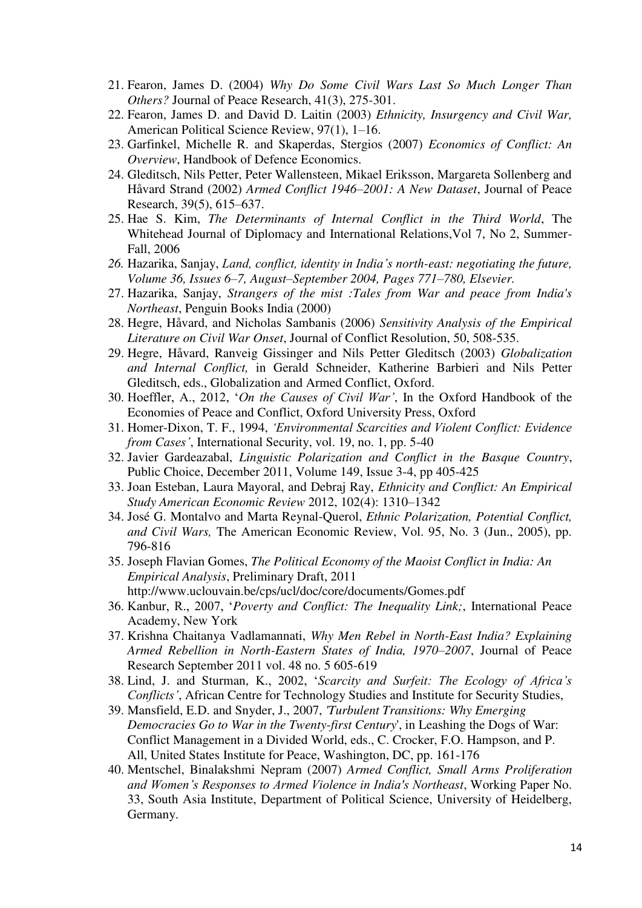21. Fearon, James D. (2004) *Why Do Some Civil Wars Last So Much Longer Than Others?* Journal of Peace Research, 41(3), 275-301.
22. Fearon, James D. and David D. Laitin (2003) *Ethnicity, Insurgency and Civil War,* American Political Science Review, 97(1), 1–16.
23. Garfinkel, Michelle R. and Skaperdas, Stergios (2007) *Economics of Conflict: An Overview*, Handbook of Defence Economics.
24. Gleditsch, Nils Petter, Peter Wallensteen, Mikael Eriksson, Margareta Sollenberg and Håvard Strand (2002) *Armed Conflict 1946–2001: A New Dataset*, Journal of Peace Research, 39(5), 615–637.
25. Hae S. Kim, *The Determinants of Internal Conflict in the Third World*, The Whitehead Journal of Diplomacy and International Relations,Vol 7, No 2, Summer-Fall, 2006
26. *Hazarika, Sanjay, Land, conflict, identity in India's north-east: negotiating the future, Volume 36, Issues 6–7, August–September 2004, Pages 771–780, Elsevier.*
27. Hazarika, Sanjay, *Strangers of the mist :Tales from War and peace from India's Northeast*, Penguin Books India (2000)
28. Hegre, Håvard, and Nicholas Sambanis (2006) *Sensitivity Analysis of the Empirical Literature on Civil War Onset*, Journal of Conflict Resolution, 50, 508-535.
29. Hegre, Håvard, Ranveig Gissinger and Nils Petter Gleditsch (2003) *Globalization and Internal Conflict,* in Gerald Schneider, Katherine Barbieri and Nils Petter Gleditsch, eds., Globalization and Armed Conflict, Oxford.
30. Hoeffler, A., 2012, '*On the Causes of Civil War'*, In the Oxford Handbook of the Economies of Peace and Conflict, Oxford University Press, Oxford
31. Homer-Dixon, T. F., 1994, *'Environmental Scarcities and Violent Conflict: Evidence from Cases'*, International Security, vol. 19, no. 1, pp. 5-40
32. Javier Gardeazabal, *Linguistic Polarization and Conflict in the Basque Country*, Public Choice, December 2011, Volume 149, Issue 3-4, pp 405-425
33. Joan Esteban, Laura Mayoral, and Debraj Ray, *Ethnicity and Conflict: An Empirical Study American Economic Review* 2012, 102(4): 1310–1342
34. José G. Montalvo and Marta Reynal-Querol, *Ethnic Polarization, Potential Conflict, and Civil Wars,* The American Economic Review, Vol. 95, No. 3 (Jun., 2005), pp. 796-816
35. Joseph Flavian Gomes, *The Political Economy of the Maoist Conflict in India: An Empirical Analysis*, Preliminary Draft, 2011 http://www.uclouvain.be/cps/ucl/doc/core/documents/Gomes.pdf
36. Kanbur, R., 2007, '*Poverty and Conflict: The Inequality Link;*, International Peace Academy, New York
37. Krishna Chaitanya Vadlamannati, *Why Men Rebel in North-East India? Explaining Armed Rebellion in North-Eastern States of India, 1970–2007*, Journal of Peace Research September 2011 vol. 48 no. 5 605-619
38. Lind, J. and Sturman, K., 2002, '*Scarcity and Surfeit: The Ecology of Africa's Conflicts'*, African Centre for Technology Studies and Institute for Security Studies,
39. Mansfield, E.D. and Snyder, J., 2007, *'Turbulent Transitions: Why Emerging Democracies Go to War in the Twenty-first Century*', in Leashing the Dogs of War: Conflict Management in a Divided World, eds., C. Crocker, F.O. Hampson, and P. All, United States Institute for Peace, Washington, DC, pp. 161-176
40. Mentschel, Binalakshmi Nepram (2007) *Armed Conflict, Small Arms Proliferation and Women's Responses to Armed Violence in India's Northeast*, Working Paper No. 33, South Asia Institute, Department of Political Science, University of Heidelberg, Germany.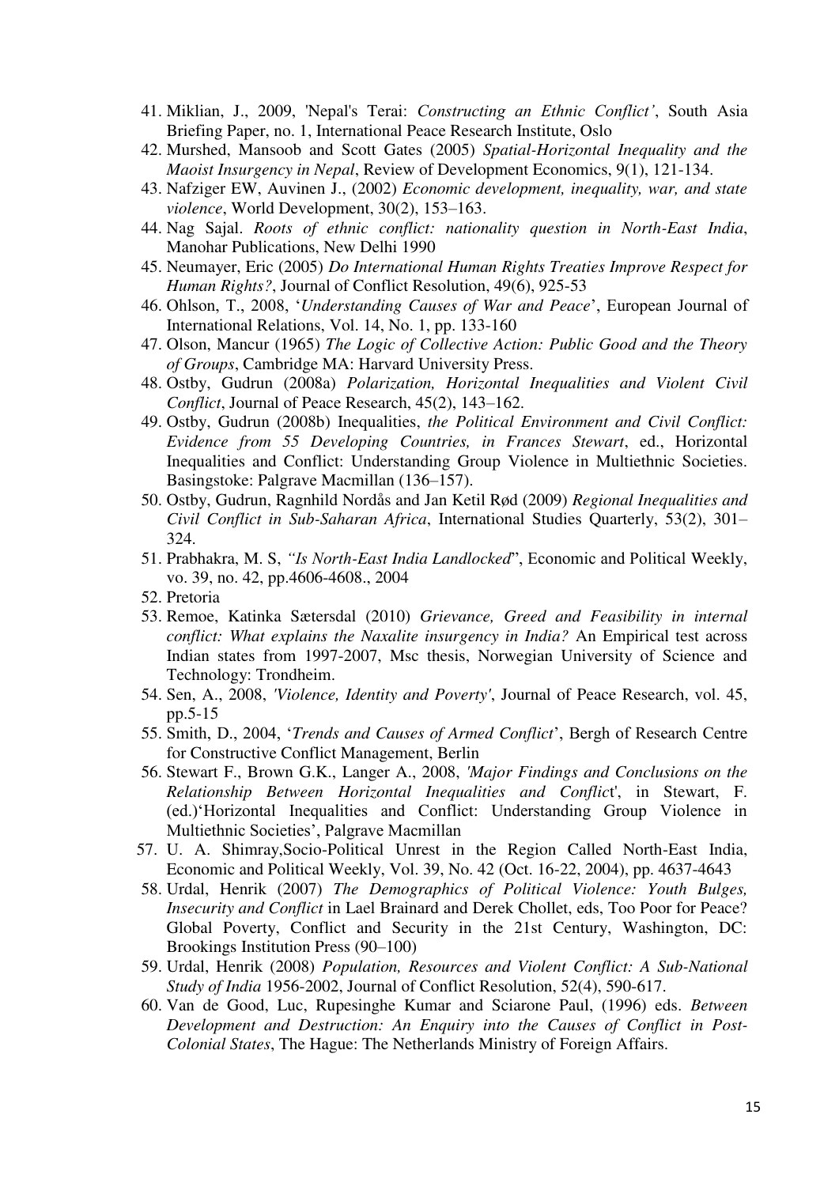41. Miklian, J., 2009, 'Nepal's Terai: *Constructing an Ethnic Conflict'*, South Asia Briefing Paper, no. 1, International Peace Research Institute, Oslo
42. Murshed, Mansoob and Scott Gates (2005) *Spatial-Horizontal Inequality and the Maoist Insurgency in Nepal*, Review of Development Economics, 9(1), 121-134.
43. Nafziger EW, Auvinen J., (2002) *Economic development, inequality, war, and state violence*, World Development, 30(2), 153–163.
44. Nag Sajal. *Roots of ethnic conflict: nationality question in North-East India*, Manohar Publications, New Delhi 1990
45. Neumayer, Eric (2005) *Do International Human Rights Treaties Improve Respect for Human Rights?*, Journal of Conflict Resolution, 49(6), 925-53
46. Ohlson, T., 2008, '*Understanding Causes of War and Peace*', European Journal of International Relations, Vol. 14, No. 1, pp. 133-160
47. Olson, Mancur (1965) *The Logic of Collective Action: Public Good and the Theory of Groups*, Cambridge MA: Harvard University Press.
48. Ostby, Gudrun (2008a) *Polarization, Horizontal Inequalities and Violent Civil Conflict*, Journal of Peace Research, 45(2), 143–162.
49. Ostby, Gudrun (2008b) Inequalities, *the Political Environment and Civil Conflict: Evidence from 55 Developing Countries, in Frances Stewart*, ed., Horizontal Inequalities and Conflict: Understanding Group Violence in Multiethnic Societies. Basingstoke: Palgrave Macmillan (136–157).
50. Ostby, Gudrun, Ragnhild Nordås and Jan Ketil Rød (2009) *Regional Inequalities and Civil Conflict in Sub-Saharan Africa*, International Studies Quarterly, 53(2), 301–324.
51. Prabhakra, M. S, *"Is North-East India Landlocked*", Economic and Political Weekly, vo. 39, no. 42, pp.4606-4608., 2004
52. Pretoria
53. Remoe, Katinka Sætersdal (2010) *Grievance, Greed and Feasibility in internal conflict: What explains the Naxalite insurgency in India?* An Empirical test across Indian states from 1997-2007, Msc thesis, Norwegian University of Science and Technology: Trondheim.
54. Sen, A., 2008, *'Violence, Identity and Poverty'*, Journal of Peace Research, vol. 45, pp.5-15
55. Smith, D., 2004, '*Trends and Causes of Armed Conflict*', Bergh of Research Centre for Constructive Conflict Management, Berlin
56. Stewart F., Brown G.K., Langer A., 2008, *'Major Findings and Conclusions on the Relationship Between Horizontal Inequalities and Conflic*t', in Stewart, F. (ed.)'Horizontal Inequalities and Conflict: Understanding Group Violence in Multiethnic Societies', Palgrave Macmillan
57. U. A. Shimray,Socio-Political Unrest in the Region Called North-East India, Economic and Political Weekly, Vol. 39, No. 42 (Oct. 16-22, 2004), pp. 4637-4643
58. Urdal, Henrik (2007) *The Demographics of Political Violence: Youth Bulges, Insecurity and Conflict* in Lael Brainard and Derek Chollet, eds, Too Poor for Peace? Global Poverty, Conflict and Security in the 21st Century, Washington, DC: Brookings Institution Press (90–100)
59. Urdal, Henrik (2008) *Population, Resources and Violent Conflict: A Sub-National Study of India* 1956-2002, Journal of Conflict Resolution, 52(4), 590-617.
60. Van de Good, Luc, Rupesinghe Kumar and Sciarone Paul, (1996) eds. *Between Development and Destruction: An Enquiry into the Causes of Conflict in Post-Colonial States*, The Hague: The Netherlands Ministry of Foreign Affairs.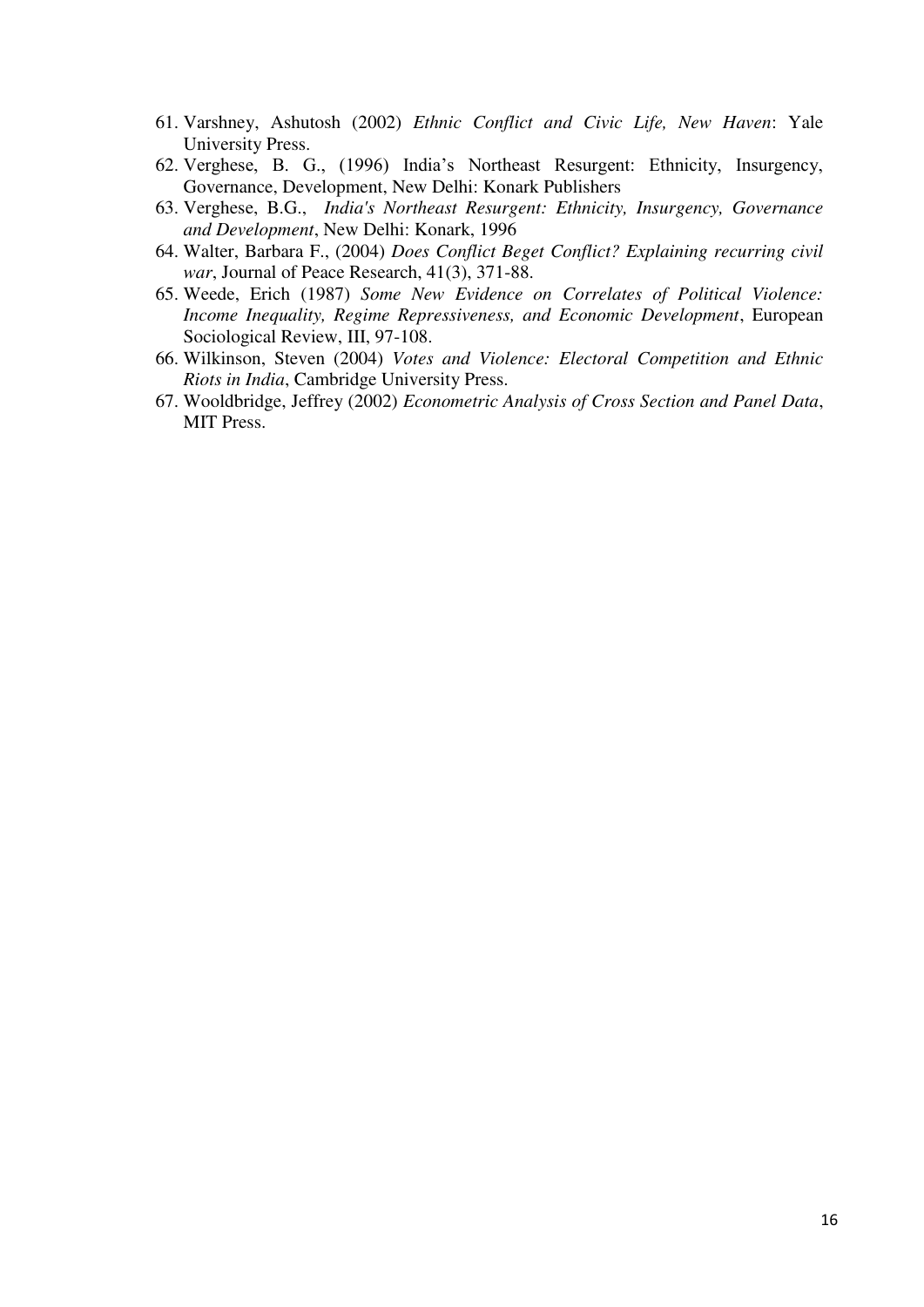61. Varshney, Ashutosh (2002) *Ethnic Conflict and Civic Life, New Haven*: Yale University Press.
62. Verghese, B. G., (1996) India's Northeast Resurgent: Ethnicity, Insurgency, Governance, Development, New Delhi: Konark Publishers
63. Verghese, B.G., *India's Northeast Resurgent: Ethnicity, Insurgency, Governance and Development*, New Delhi: Konark, 1996
64. Walter, Barbara F., (2004) *Does Conflict Beget Conflict? Explaining recurring civil war*, Journal of Peace Research, 41(3), 371-88.
65. Weede, Erich (1987) *Some New Evidence on Correlates of Political Violence: Income Inequality, Regime Repressiveness, and Economic Development*, European Sociological Review, III, 97-108.
66. Wilkinson, Steven (2004) *Votes and Violence: Electoral Competition and Ethnic Riots in India*, Cambridge University Press.
67. Wooldbridge, Jeffrey (2002) *Econometric Analysis of Cross Section and Panel Data*, MIT Press.